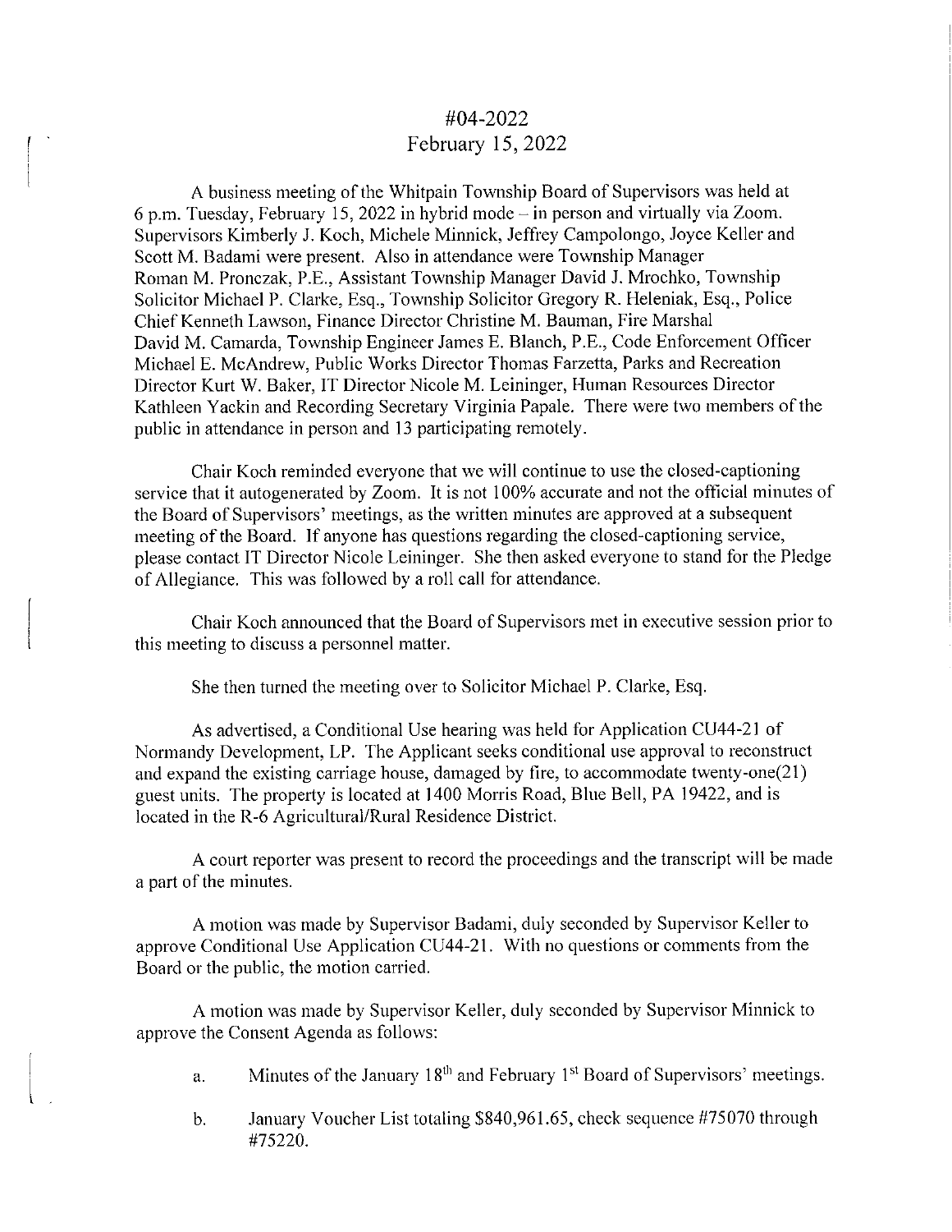#04-2022
February 15, 2022

A business meeting of the Whitpain Township Board of Supervisors was held at 6 p.m. Tuesday, February 15, 2022 in hybrid mode – in person and virtually via Zoom. Supervisors Kimberly J. Koch, Michele Minnick, Jeffrey Campolongo, Joyce Keller and Scott M. Badami were present. Also in attendance were Township Manager Roman M. Pronczak, P.E., Assistant Township Manager David J. Mrochko, Township Solicitor Michael P. Clarke, Esq., Township Solicitor Gregory R. Heleniak, Esq., Police Chief Kenneth Lawson, Finance Director Christine M. Bauman, Fire Marshal David M. Camarda, Township Engineer James E. Blanch, P.E., Code Enforcement Officer Michael E. McAndrew, Public Works Director Thomas Farzetta, Parks and Recreation Director Kurt W. Baker, IT Director Nicole M. Leininger, Human Resources Director Kathleen Yackin and Recording Secretary Virginia Papale. There were two members of the public in attendance in person and 13 participating remotely.

Chair Koch reminded everyone that we will continue to use the closed-captioning service that it autogenerated by Zoom. It is not 100% accurate and not the official minutes of the Board of Supervisors' meetings, as the written minutes are approved at a subsequent meeting of the Board. If anyone has questions regarding the closed-captioning service, please contact IT Director Nicole Leininger. She then asked everyone to stand for the Pledge of Allegiance. This was followed by a roll call for attendance.

Chair Koch announced that the Board of Supervisors met in executive session prior to this meeting to discuss a personnel matter.

She then turned the meeting over to Solicitor Michael P. Clarke, Esq.

As advertised, a Conditional Use hearing was held for Application CU44-21 of Normandy Development, LP. The Applicant seeks conditional use approval to reconstruct and expand the existing carriage house, damaged by fire, to accommodate twenty-one(21) guest units. The property is located at 1400 Morris Road, Blue Bell, PA 19422, and is located in the R-6 Agricultural/Rural Residence District.

A court reporter was present to record the proceedings and the transcript will be made a part of the minutes.

A motion was made by Supervisor Badami, duly seconded by Supervisor Keller to approve Conditional Use Application CU44-21. With no questions or comments from the Board or the public, the motion carried.

A motion was made by Supervisor Keller, duly seconded by Supervisor Minnick to approve the Consent Agenda as follows:

a. Minutes of the January 18th and February 1st Board of Supervisors' meetings.

b. January Voucher List totaling $840,961.65, check sequence #75070 through #75220.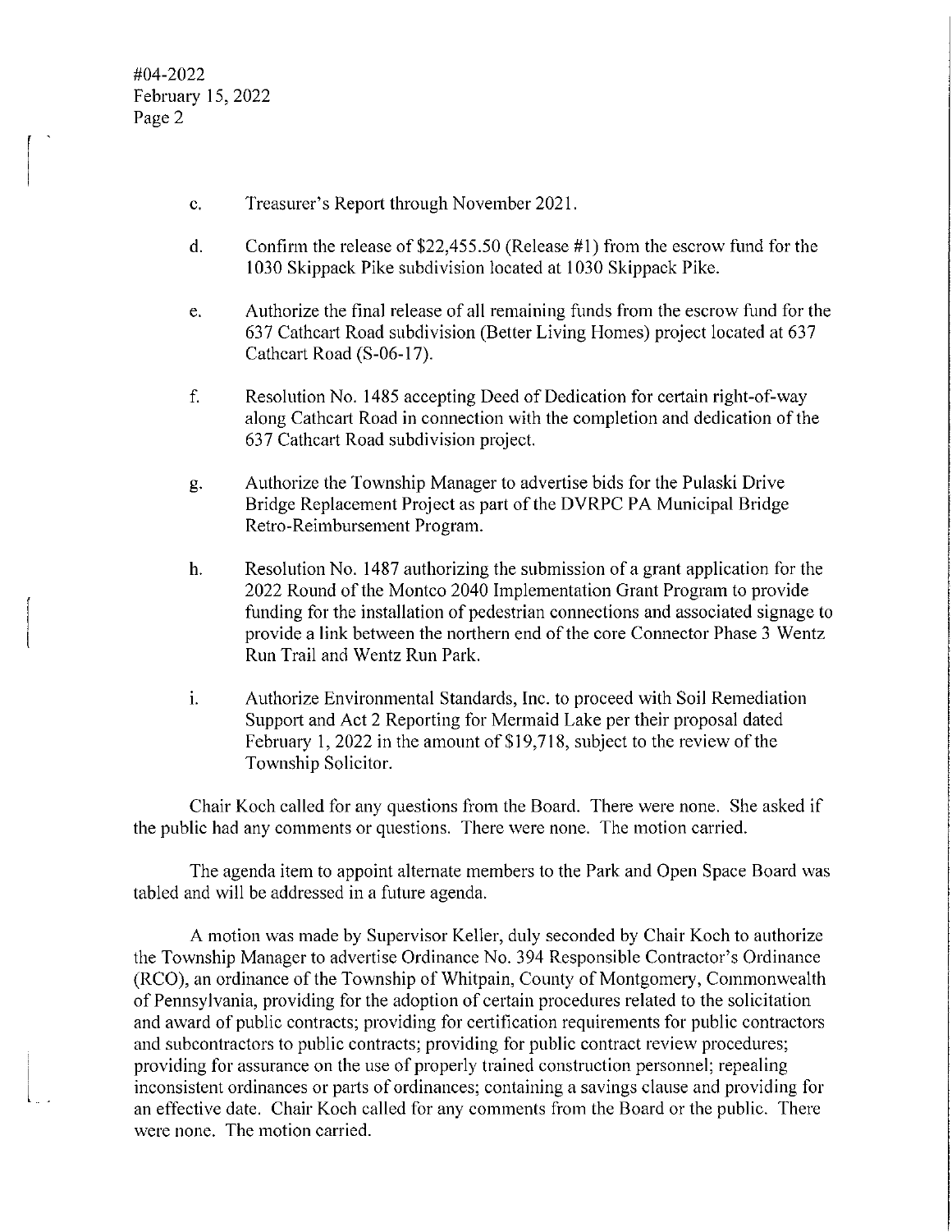c. Treasurer's Report through November 2021.

d. Confirm the release of $22,455.50 (Release #1) from the escrow fund for the 1030 Skippack Pike subdivision located at 1030 Skippack Pike.

e. Authorize the final release of all remaining funds from the escrow fund for the 637 Cathcart Road subdivision (Better Living Homes) project located at 637 Cathcart Road (S-06-17).

f. Resolution No. 1485 accepting Deed of Dedication for certain right-of-way along Cathcart Road in connection with the completion and dedication of the 637 Cathcart Road subdivision project.

g. Authorize the Township Manager to advertise bids for the Pulaski Drive Bridge Replacement Project as part of the DVRPC PA Municipal Bridge Retro-Reimbursement Program.

h. Resolution No. 1487 authorizing the submission of a grant application for the 2022 Round of the Montco 2040 Implementation Grant Program to provide funding for the installation of pedestrian connections and associated signage to provide a link between the northern end of the core Connector Phase 3 Wentz Run Trail and Wentz Run Park.

i. Authorize Environmental Standards, Inc. to proceed with Soil Remediation Support and Act 2 Reporting for Mermaid Lake per their proposal dated February 1, 2022 in the amount of $19,718, subject to the review of the Township Solicitor.

Chair Koch called for any questions from the Board. There were none. She asked if the public had any comments or questions. There were none. The motion carried.

The agenda item to appoint alternate members to the Park and Open Space Board was tabled and will be addressed in a future agenda.

A motion was made by Supervisor Keller, duly seconded by Chair Koch to authorize the Township Manager to advertise Ordinance No. 394 Responsible Contractor's Ordinance (RCO), an ordinance of the Township of Whitpain, County of Montgomery, Commonwealth of Pennsylvania, providing for the adoption of certain procedures related to the solicitation and award of public contracts; providing for certification requirements for public contractors and subcontractors to public contracts; providing for public contract review procedures; providing for assurance on the use of properly trained construction personnel; repealing inconsistent ordinances or parts of ordinances; containing a savings clause and providing for an effective date. Chair Koch called for any comments from the Board or the public. There were none. The motion carried.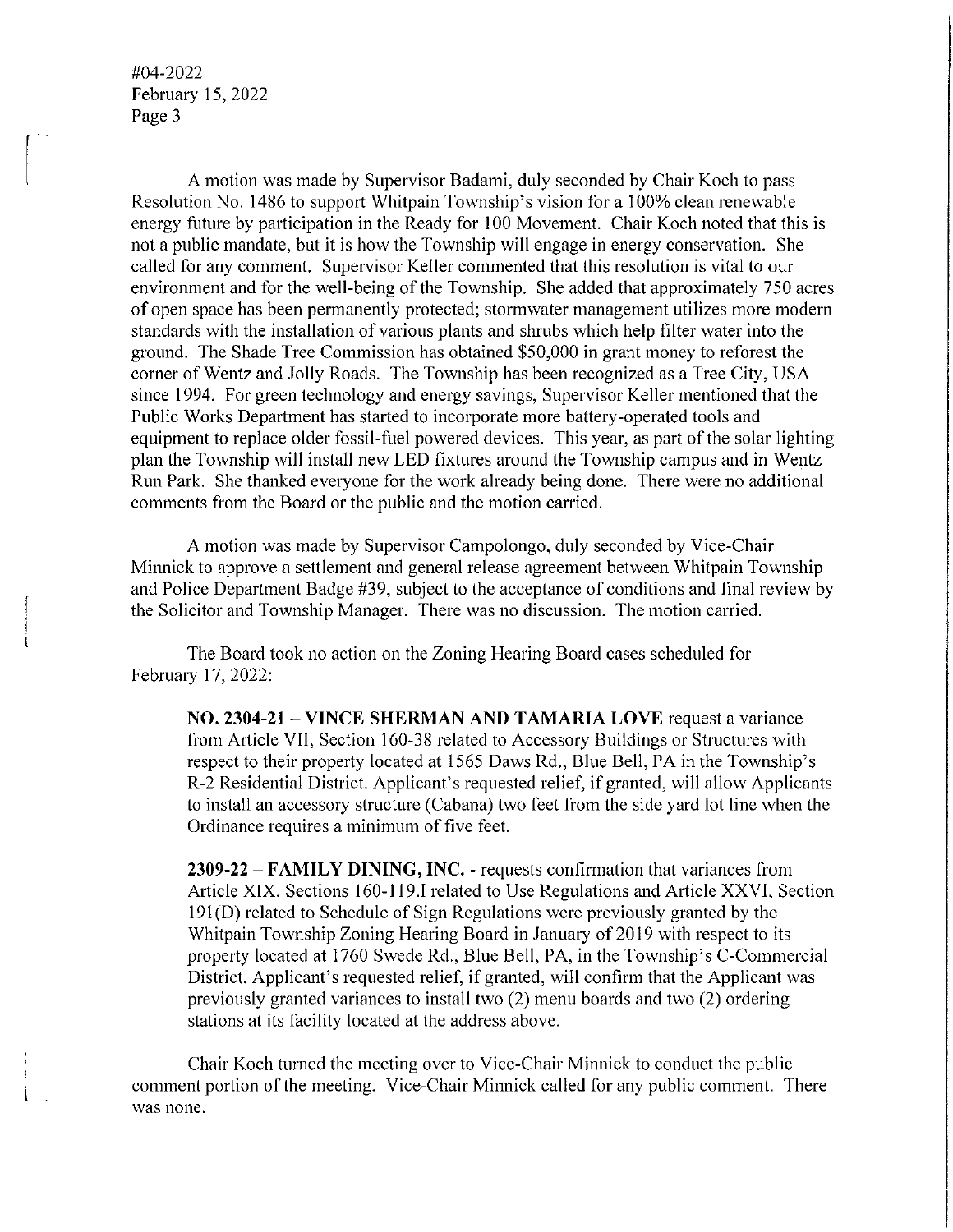A motion was made by Supervisor Badami, duly seconded by Chair Koch to pass Resolution No. 1486 to support Whitpain Township's vision for a 100% clean renewable energy future by participation in the Ready for 100 Movement. Chair Koch noted that this is not a public mandate, but it is how the Township will engage in energy conservation. She called for any comment. Supervisor Keller commented that this resolution is vital to our environment and for the well-being of the Township. She added that approximately 750 acres of open space has been permanently protected; stormwater management utilizes more modern standards with the installation of various plants and shrubs which help filter water into the ground. The Shade Tree Commission has obtained $50,000 in grant money to reforest the corner of Wentz and Jolly Roads. The Township has been recognized as a Tree City, USA since 1994. For green technology and energy savings, Supervisor Keller mentioned that the Public Works Department has started to incorporate more battery-operated tools and equipment to replace older fossil-fuel powered devices. This year, as part of the solar lighting plan the Township will install new LED fixtures around the Township campus and in Wentz Run Park. She thanked everyone for the work already being done. There were no additional comments from the Board or the public and the motion carried.

A motion was made by Supervisor Campolongo, duly seconded by Vice-Chair Minnick to approve a settlement and general release agreement between Whitpain Township and Police Department Badge #39, subject to the acceptance of conditions and final review by the Solicitor and Township Manager. There was no discussion. The motion carried.

The Board took no action on the Zoning Hearing Board cases scheduled for February 17, 2022:

> **NO. 2304-21 – VINCE SHERMAN AND TAMARIA LOVE** request a variance from Article VII, Section 160-38 related to Accessory Buildings or Structures with respect to their property located at 1565 Daws Rd., Blue Bell, PA in the Township's R-2 Residential District. Applicant's requested relief, if granted, will allow Applicants to install an accessory structure (Cabana) two feet from the side yard lot line when the Ordinance requires a minimum of five feet.
>
> **2309-22 – FAMILY DINING, INC. -** requests confirmation that variances from Article XIX, Sections 160-119.I related to Use Regulations and Article XXVI, Section 191(D) related to Schedule of Sign Regulations were previously granted by the Whitpain Township Zoning Hearing Board in January of 2019 with respect to its property located at 1760 Swede Rd., Blue Bell, PA, in the Township's C-Commercial District. Applicant's requested relief, if granted, will confirm that the Applicant was previously granted variances to install two (2) menu boards and two (2) ordering stations at its facility located at the address above.

Chair Koch turned the meeting over to Vice-Chair Minnick to conduct the public comment portion of the meeting. Vice-Chair Minnick called for any public comment. There was none.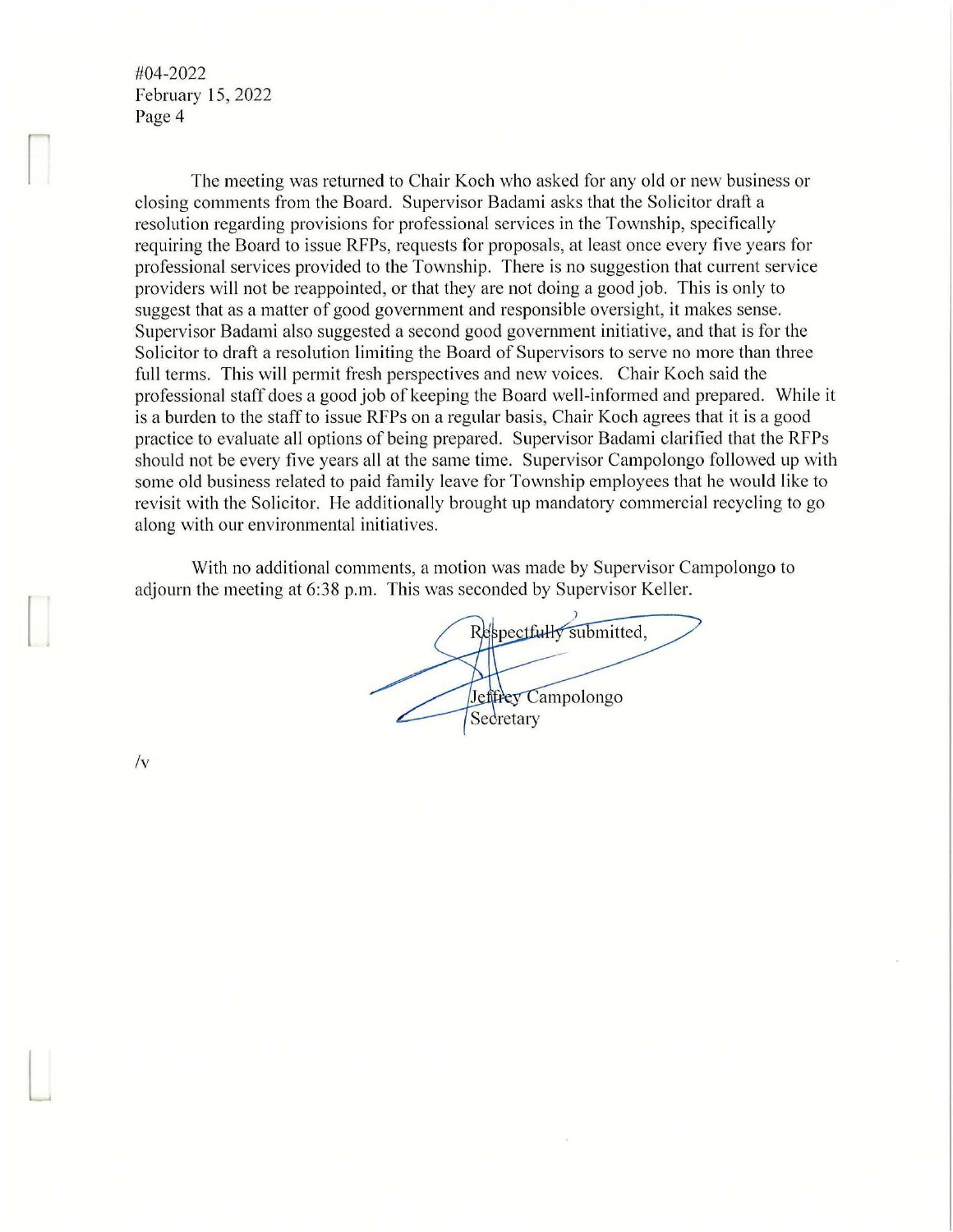The meeting was returned to Chair Koch who asked for any old or new business or closing comments from the Board. Supervisor Badami asks that the Solicitor draft a resolution regarding provisions for professional services in the Township, specifically requiring the Board to issue RFPs, requests for proposals, at least once every five years for professional services provided to the Township. There is no suggestion that current service providers will not be reappointed, or that they are not doing a good job. This is only to suggest that as a matter of good government and responsible oversight, it makes sense. Supervisor Badami also suggested a second good government initiative, and that is for the Solicitor to draft a resolution limiting the Board of Supervisors to serve no more than three full terms. This will permit fresh perspectives and new voices. Chair Koch said the professional staff does a good job of keeping the Board well-informed and prepared. While it is a burden to the staff to issue RFPs on a regular basis, Chair Koch agrees that it is a good practice to evaluate all options of being prepared. Supervisor Badami clarified that the RFPs should not be every five years all at the same time. Supervisor Campolongo followed up with some old business related to paid family leave for Township employees that he would like to revisit with the Solicitor. He additionally brought up mandatory commercial recycling to go along with our environmental initiatives.

With no additional comments, a motion was made by Supervisor Campolongo to adjourn the meeting at 6:38 p.m. This was seconded by Supervisor Keller.

Respectfully submitted,

Jeffrey Campolongo
Secretary

/v